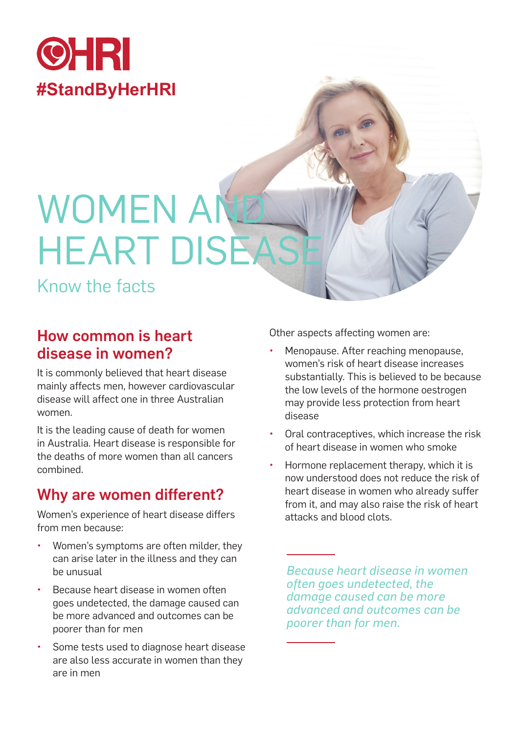HRI

#StandByHerHRI

# WOMEN AND HEART DISEASE

Know the facts

## How common is heart disease in women?

It is commonly believed that heart disease mainly affects men, however cardiovascular disease will affect one in three Australian women.

It is the leading cause of death for women in Australia. Heart disease is responsible for the deaths of more women than all cancers combined.

## Why are women different?

Women's experience of heart disease differs from men because:

- Women's symptoms are often milder, they can arise later in the illness and they can be unusual
- Because heart disease in women often goes undetected, the damage caused can be more advanced and outcomes can be poorer than for men
- Some tests used to diagnose heart disease are also less accurate in women than they are in men

Other aspects affecting women are:

- Menopause. After reaching menopause, women's risk of heart disease increases substantially. This is believed to be because the low levels of the hormone oestrogen may provide less protection from heart disease
- Oral contraceptives, which increase the risk of heart disease in women who smoke
- Hormone replacement therapy, which it is now understood does not reduce the risk of heart disease in women who already suffer from it, and may also raise the risk of heart attacks and blood clots.

*Because heart disease in women often goes undetected, the damage caused can be more advanced and outcomes can be poorer than for men.*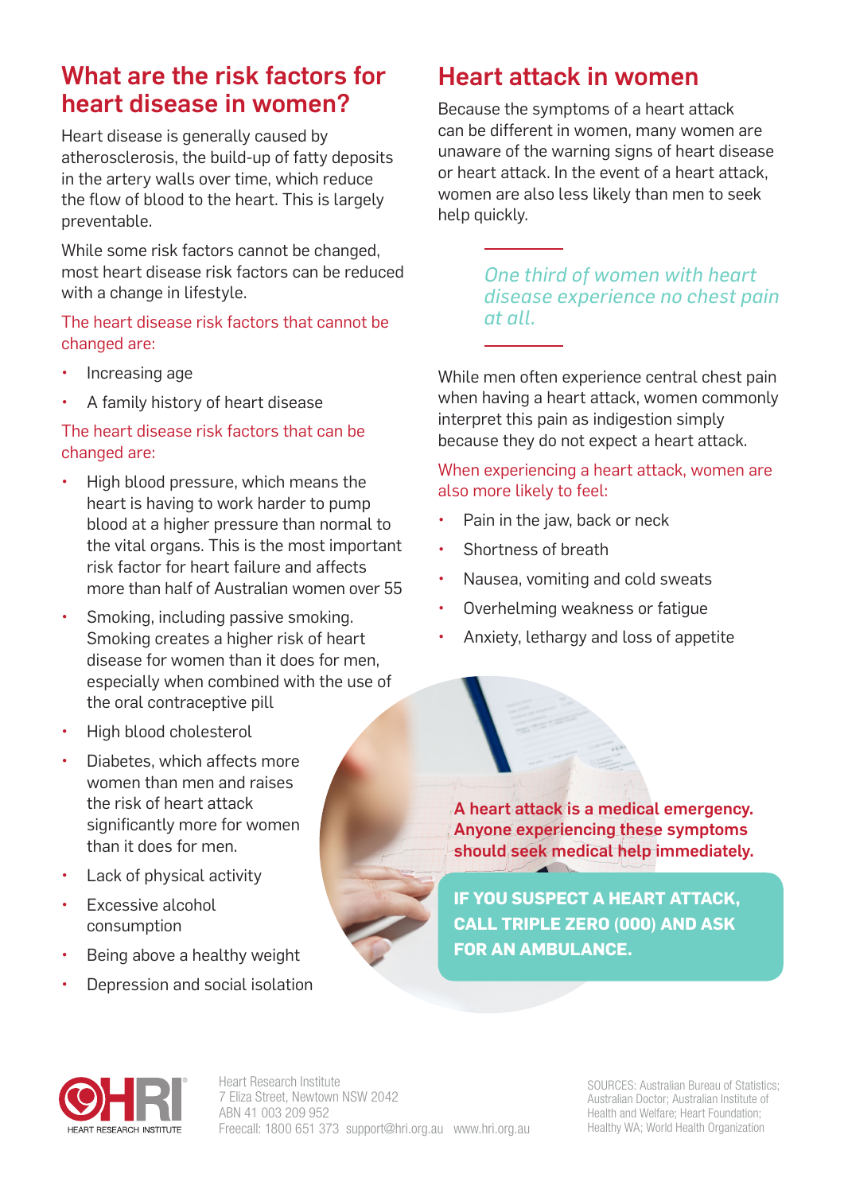## What are the risk factors for heart disease in women?

Heart disease is generally caused by atherosclerosis, the build-up of fatty deposits in the artery walls over time, which reduce the flow of blood to the heart. This is largely preventable.

While some risk factors cannot be changed, most heart disease risk factors can be reduced with a change in lifestyle.

The heart disease risk factors that cannot be changed are:

- Increasing age
- A family history of heart disease

The heart disease risk factors that can be changed are:

- High blood pressure, which means the heart is having to work harder to pump blood at a higher pressure than normal to the vital organs. This is the most important risk factor for heart failure and affects more than half of Australian women over 55
- Smoking, including passive smoking. Smoking creates a higher risk of heart disease for women than it does for men, especially when combined with the use of the oral contraceptive pill
- High blood cholesterol
- Diabetes, which affects more women than men and raises the risk of heart attack significantly more for women than it does for men.
- Lack of physical activity
- Excessive alcohol consumption
- Being above a healthy weight
- Depression and social isolation

## Heart attack in women

Because the symptoms of a heart attack can be different in women, many women are unaware of the warning signs of heart disease or heart attack. In the event of a heart attack, women are also less likely than men to seek help quickly.

*One third of women with heart disease experience no chest pain at all.*

While men often experience central chest pain when having a heart attack, women commonly interpret this pain as indigestion simply because they do not expect a heart attack.

When experiencing a heart attack, women are also more likely to feel:

- Pain in the jaw, back or neck
- Shortness of breath
- Nausea, vomiting and cold sweats
- Overhelming weakness or fatigue
- Anxiety, lethargy and loss of appetite

**A heart attack is a medical emergency. Anyone experiencing these symptoms should seek medical help immediately.**

**IF YOU SUSPECT A HEART ATTACK, CALL TRIPLE ZERO (000) AND ASK FOR AN AMBULANCE.**

HRI HEART RESEARCH INSTITUTE

Heart Research Institute
7 Eliza Street, Newtown NSW 2042
ABN 41 003 209 952
Freecall: 1800 651 373 support@hri.org.au www.hri.org.au

SOURCES: Australian Bureau of Statistics; Australian Doctor; Australian Institute of Health and Welfare; Heart Foundation; Healthy WA; World Health Organization